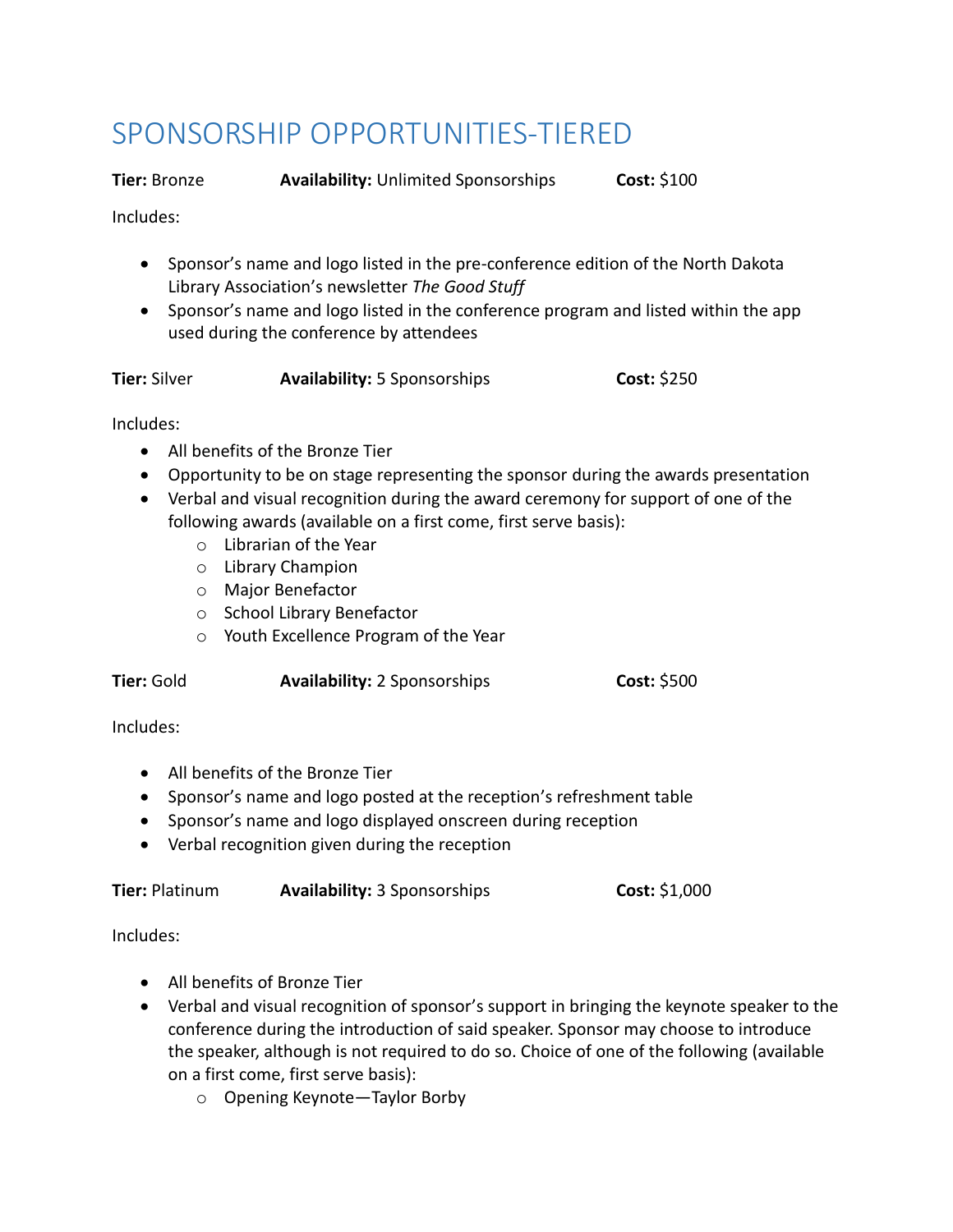# SPONSORSHIP OPPORTUNITIES-TIERED

**Tier:** Bronze **Availability:** Unlimited Sponsorships **Cost:** $100

Includes:

- Sponsor's name and logo listed in the pre-conference edition of the North Dakota Library Association's newsletter *The Good Stuff*
- Sponsor's name and logo listed in the conference program and listed within the app used during the conference by attendees

**Tier:** Silver **Availability:** 5 Sponsorships **Cost:** $250

Includes:

- All benefits of the Bronze Tier
- Opportunity to be on stage representing the sponsor during the awards presentation
- Verbal and visual recognition during the award ceremony for support of one of the following awards (available on a first come, first serve basis):
  - Librarian of the Year
  - Library Champion
  - Major Benefactor
  - School Library Benefactor
  - Youth Excellence Program of the Year

**Tier:** Gold **Availability:** 2 Sponsorships **Cost:** $500

Includes:

- All benefits of the Bronze Tier
- Sponsor's name and logo posted at the reception's refreshment table
- Sponsor's name and logo displayed onscreen during reception
- Verbal recognition given during the reception

**Tier:** Platinum **Availability:** 3 Sponsorships **Cost:** $1,000

Includes:

- All benefits of Bronze Tier
- Verbal and visual recognition of sponsor's support in bringing the keynote speaker to the conference during the introduction of said speaker. Sponsor may choose to introduce the speaker, although is not required to do so. Choice of one of the following (available on a first come, first serve basis):
  - Opening Keynote—Taylor Borby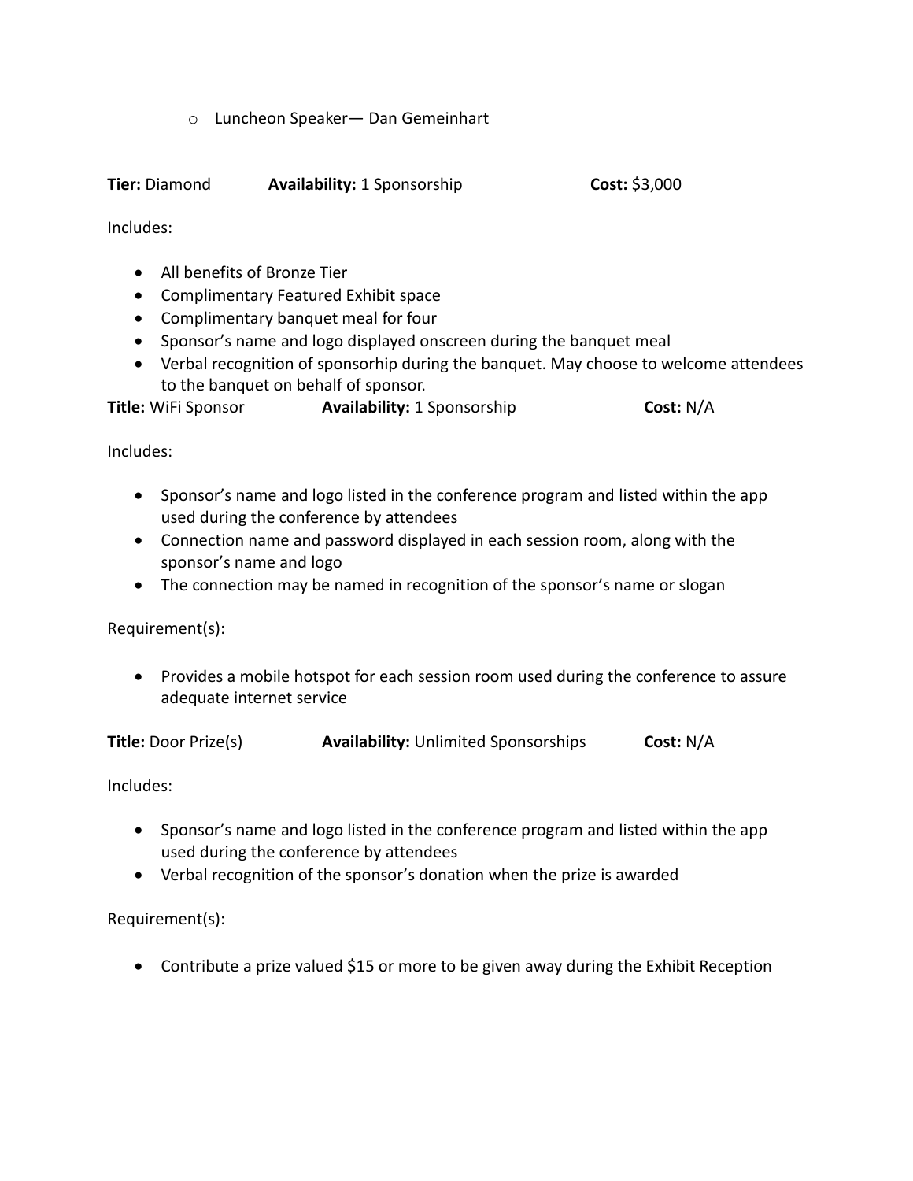- Luncheon Speaker— Dan Gemeinhart

**Tier:** Diamond **Availability:** 1 Sponsorship **Cost:** $3,000

Includes:

- All benefits of Bronze Tier
- Complimentary Featured Exhibit space
- Complimentary banquet meal for four
- Sponsor's name and logo displayed onscreen during the banquet meal
- Verbal recognition of sponsorhip during the banquet. May choose to welcome attendees to the banquet on behalf of sponsor.

**Title:** WiFi Sponsor **Availability:** 1 Sponsorship **Cost:** N/A

Includes:

- Sponsor's name and logo listed in the conference program and listed within the app used during the conference by attendees
- Connection name and password displayed in each session room, along with the sponsor's name and logo
- The connection may be named in recognition of the sponsor's name or slogan

Requirement(s):

- Provides a mobile hotspot for each session room used during the conference to assure adequate internet service

**Title:** Door Prize(s) **Availability:** Unlimited Sponsorships **Cost:** N/A

Includes:

- Sponsor's name and logo listed in the conference program and listed within the app used during the conference by attendees
- Verbal recognition of the sponsor's donation when the prize is awarded

Requirement(s):

- Contribute a prize valued $15 or more to be given away during the Exhibit Reception